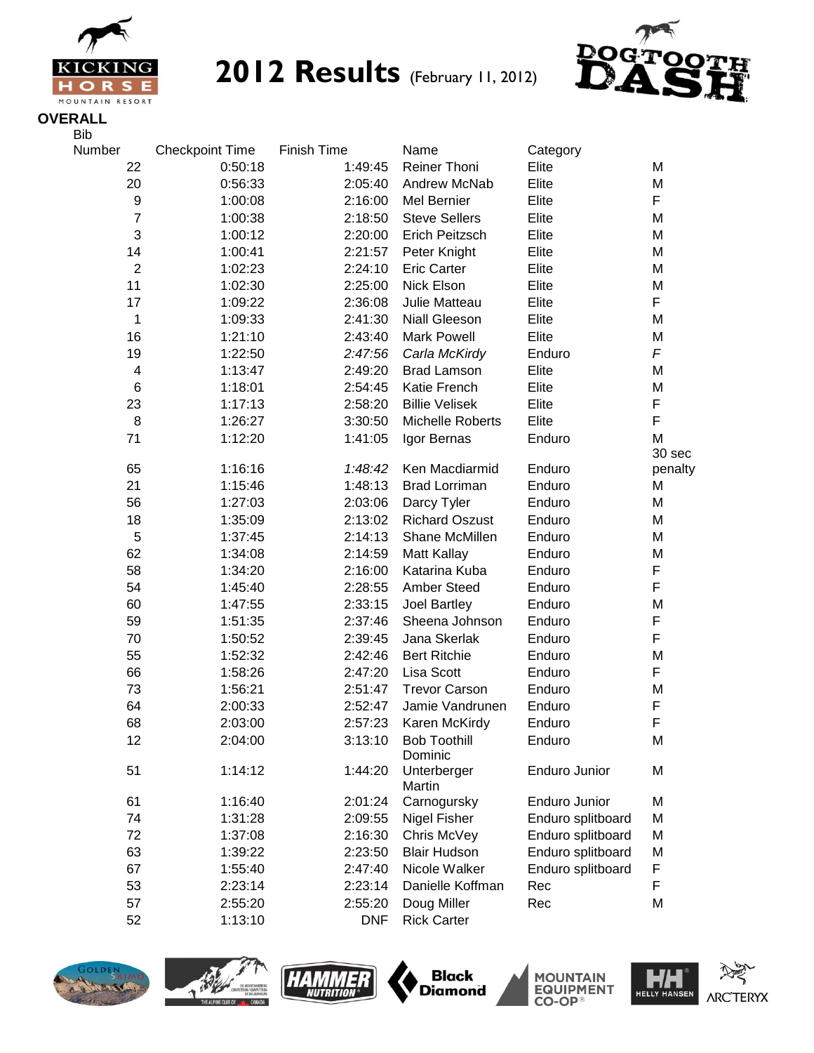# 2012 Results (February 11, 2012)

## OVERALL

| Bib Number | Checkpoint Time | Finish Time | Name | Category | |
|---|---|---|---|---|---|
| 22 | 0:50:18 | 1:49:45 | Reiner Thoni | Elite | M |
| 20 | 0:56:33 | 2:05:40 | Andrew McNab | Elite | M |
| 9 | 1:00:08 | 2:16:00 | Mel Bernier | Elite | F |
| 7 | 1:00:38 | 2:18:50 | Steve Sellers | Elite | M |
| 3 | 1:00:12 | 2:20:00 | Erich Peitzsch | Elite | M |
| 14 | 1:00:41 | 2:21:57 | Peter Knight | Elite | M |
| 2 | 1:02:23 | 2:24:10 | Eric Carter | Elite | M |
| 11 | 1:02:30 | 2:25:00 | Nick Elson | Elite | M |
| 17 | 1:09:22 | 2:36:08 | Julie Matteau | Elite | F |
| 1 | 1:09:33 | 2:41:30 | Niall Gleeson | Elite | M |
| 16 | 1:21:10 | 2:43:40 | Mark Powell | Elite | M |
| 19 | 1:22:50 | *2:47:56* | *Carla McKirdy* | Enduro | *F* |
| 4 | 1:13:47 | 2:49:20 | Brad Lamson | Elite | M |
| 6 | 1:18:01 | 2:54:45 | Katie French | Elite | M |
| 23 | 1:17:13 | 2:58:20 | Billie Velisek | Elite | F |
| 8 | 1:26:27 | 3:30:50 | Michelle Roberts | Elite | F |
| 71 | 1:12:20 | 1:41:05 | Igor Bernas | Enduro | M |
| 65 | 1:16:16 | *1:48:42* | Ken Macdiarmid | Enduro | 30 sec penalty |
| 21 | 1:15:46 | 1:48:13 | Brad Lorriman | Enduro | M |
| 56 | 1:27:03 | 2:03:06 | Darcy Tyler | Enduro | M |
| 18 | 1:35:09 | 2:13:02 | Richard Oszust | Enduro | M |
| 5 | 1:37:45 | 2:14:13 | Shane McMillen | Enduro | M |
| 62 | 1:34:08 | 2:14:59 | Matt Kallay | Enduro | M |
| 58 | 1:34:20 | 2:16:00 | Katarina Kuba | Enduro | F |
| 54 | 1:45:40 | 2:28:55 | Amber Steed | Enduro | F |
| 60 | 1:47:55 | 2:33:15 | Joel Bartley | Enduro | M |
| 59 | 1:51:35 | 2:37:46 | Sheena Johnson | Enduro | F |
| 70 | 1:50:52 | 2:39:45 | Jana Skerlak | Enduro | F |
| 55 | 1:52:32 | 2:42:46 | Bert Ritchie | Enduro | M |
| 66 | 1:58:26 | 2:47:20 | Lisa Scott | Enduro | F |
| 73 | 1:56:21 | 2:51:47 | Trevor Carson | Enduro | M |
| 64 | 2:00:33 | 2:52:47 | Jamie Vandrunen | Enduro | F |
| 68 | 2:03:00 | 2:57:23 | Karen McKirdy | Enduro | F |
| 12 | 2:04:00 | 3:13:10 | Bob Toothill | Enduro | M |
| 51 | 1:14:12 | 1:44:20 | Dominic Unterberger | Enduro Junior | M |
| 61 | 1:16:40 | 2:01:24 | Martin Carnogursky | Enduro Junior | M |
| 74 | 1:31:28 | 2:09:55 | Nigel Fisher | Enduro splitboard | M |
| 72 | 1:37:08 | 2:16:30 | Chris McVey | Enduro splitboard | M |
| 63 | 1:39:22 | 2:23:50 | Blair Hudson | Enduro splitboard | M |
| 67 | 1:55:40 | 2:47:40 | Nicole Walker | Enduro splitboard | F |
| 53 | 2:23:14 | 2:23:14 | Danielle Koffman | Rec | F |
| 57 | 2:55:20 | 2:55:20 | Doug Miller | Rec | M |
| 52 | 1:13:10 | DNF | Rick Carter | | |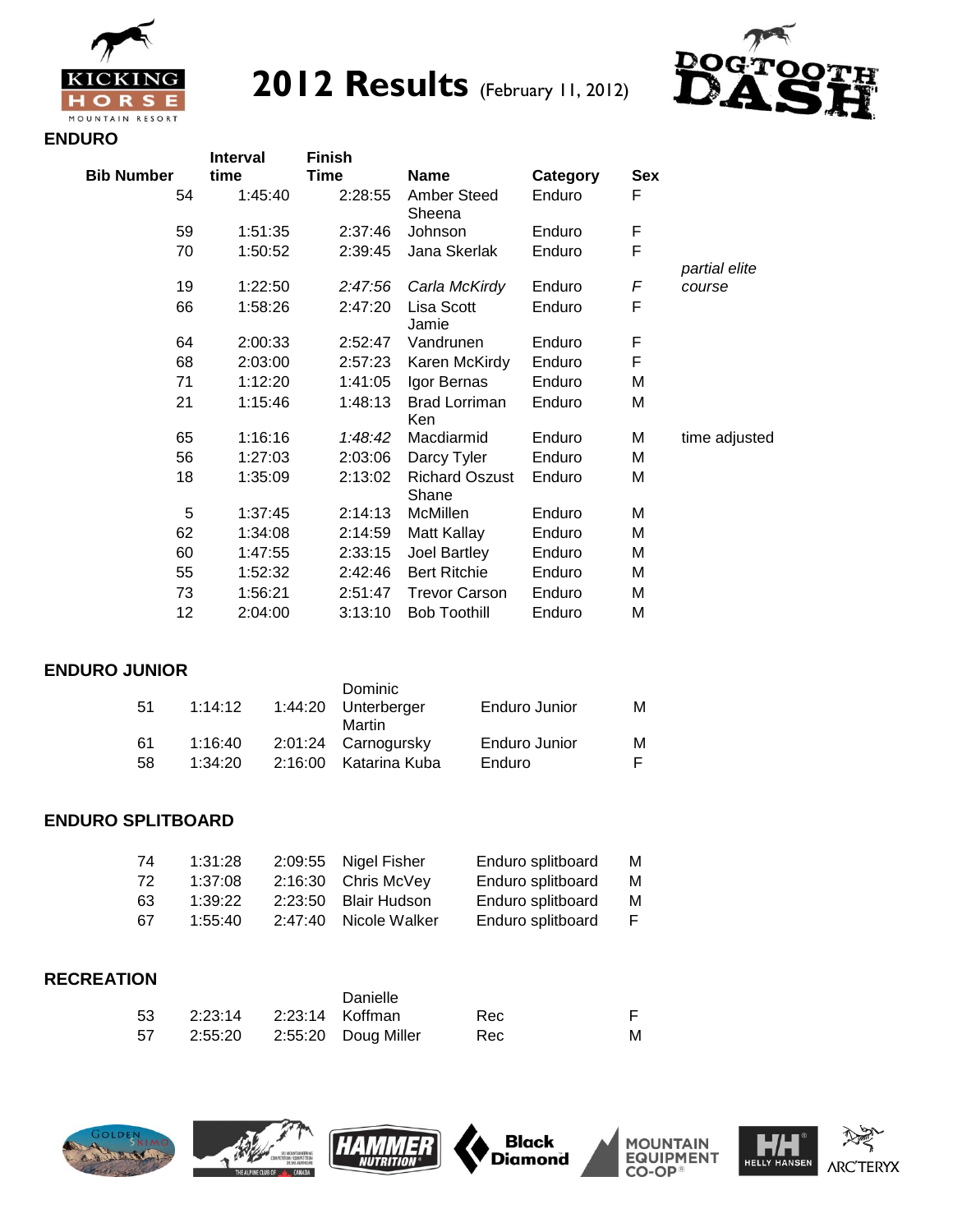# 2012 Results (February 11, 2012)

## ENDURO

| Bib Number | Interval time | Finish Time | Name | Category | Sex | |
|---|---|---|---|---|---|---|
| 54 | 1:45:40 | 2:28:55 | Amber Steed | Enduro | F | |
| 59 | 1:51:35 | 2:37:46 | Sheena Johnson | Enduro | F | |
| 70 | 1:50:52 | 2:39:45 | Jana Skerlak | Enduro | F | |
| 19 | 1:22:50 | *2:47:56* | *Carla McKirdy* | Enduro | *F* | *partial elite course* |
| 66 | 1:58:26 | 2:47:20 | Lisa Scott | Enduro | F | |
| 64 | 2:00:33 | 2:52:47 | Jamie Vandrunen | Enduro | F | |
| 68 | 2:03:00 | 2:57:23 | Karen McKirdy | Enduro | F | |
| 71 | 1:12:20 | 1:41:05 | Igor Bernas | Enduro | M | |
| 21 | 1:15:46 | 1:48:13 | Brad Lorriman | Enduro | M | |
| 65 | 1:16:16 | *1:48:42* | Ken Macdiarmid | Enduro | M | time adjusted |
| 56 | 1:27:03 | 2:03:06 | Darcy Tyler | Enduro | M | |
| 18 | 1:35:09 | 2:13:02 | Richard Oszust | Enduro | M | |
| 5 | 1:37:45 | 2:14:13 | Shane McMillen | Enduro | M | |
| 62 | 1:34:08 | 2:14:59 | Matt Kallay | Enduro | M | |
| 60 | 1:47:55 | 2:33:15 | Joel Bartley | Enduro | M | |
| 55 | 1:52:32 | 2:42:46 | Bert Ritchie | Enduro | M | |
| 73 | 1:56:21 | 2:51:47 | Trevor Carson | Enduro | M | |
| 12 | 2:04:00 | 3:13:10 | Bob Toothill | Enduro | M | |

## ENDURO JUNIOR

| Bib Number | Interval time | Finish Time | Name | Category | Sex |
|---|---|---|---|---|---|
| 51 | 1:14:12 | 1:44:20 | Dominic Unterberger | Enduro Junior | M |
| 61 | 1:16:40 | 2:01:24 | Martin Carnogursky | Enduro Junior | M |
| 58 | 1:34:20 | 2:16:00 | Katarina Kuba | Enduro | F |

## ENDURO SPLITBOARD

| Bib Number | Interval time | Finish Time | Name | Category | Sex |
|---|---|---|---|---|---|
| 74 | 1:31:28 | 2:09:55 | Nigel Fisher | Enduro splitboard | M |
| 72 | 1:37:08 | 2:16:30 | Chris McVey | Enduro splitboard | M |
| 63 | 1:39:22 | 2:23:50 | Blair Hudson | Enduro splitboard | M |
| 67 | 1:55:40 | 2:47:40 | Nicole Walker | Enduro splitboard | F |

## RECREATION

| Bib Number | Interval time | Finish Time | Name | Category | Sex |
|---|---|---|---|---|---|
| 53 | 2:23:14 | 2:23:14 | Danielle Koffman | Rec | F |
| 57 | 2:55:20 | 2:55:20 | Doug Miller | Rec | M |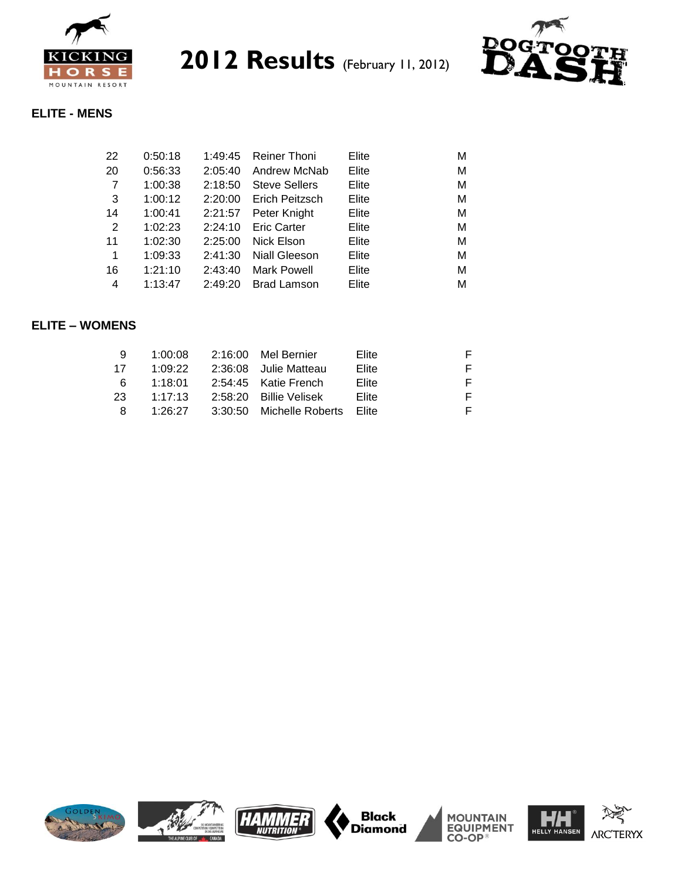# 2012 Results (February 11, 2012)

### ELITE - MENS

| | | | | | |
|---|---|---|---|---|---|
| 22 | 0:50:18 | 1:49:45 | Reiner Thoni | Elite | M |
| 20 | 0:56:33 | 2:05:40 | Andrew McNab | Elite | M |
| 7 | 1:00:38 | 2:18:50 | Steve Sellers | Elite | M |
| 3 | 1:00:12 | 2:20:00 | Erich Peitzsch | Elite | M |
| 14 | 1:00:41 | 2:21:57 | Peter Knight | Elite | M |
| 2 | 1:02:23 | 2:24:10 | Eric Carter | Elite | M |
| 11 | 1:02:30 | 2:25:00 | Nick Elson | Elite | M |
| 1 | 1:09:33 | 2:41:30 | Niall Gleeson | Elite | M |
| 16 | 1:21:10 | 2:43:40 | Mark Powell | Elite | M |
| 4 | 1:13:47 | 2:49:20 | Brad Lamson | Elite | M |

### ELITE – WOMENS

| | | | | | |
|---|---|---|---|---|---|
| 9 | 1:00:08 | 2:16:00 | Mel Bernier | Elite | F |
| 17 | 1:09:22 | 2:36:08 | Julie Matteau | Elite | F |
| 6 | 1:18:01 | 2:54:45 | Katie French | Elite | F |
| 23 | 1:17:13 | 2:58:20 | Billie Velisek | Elite | F |
| 8 | 1:26:27 | 3:30:50 | Michelle Roberts | Elite | F |